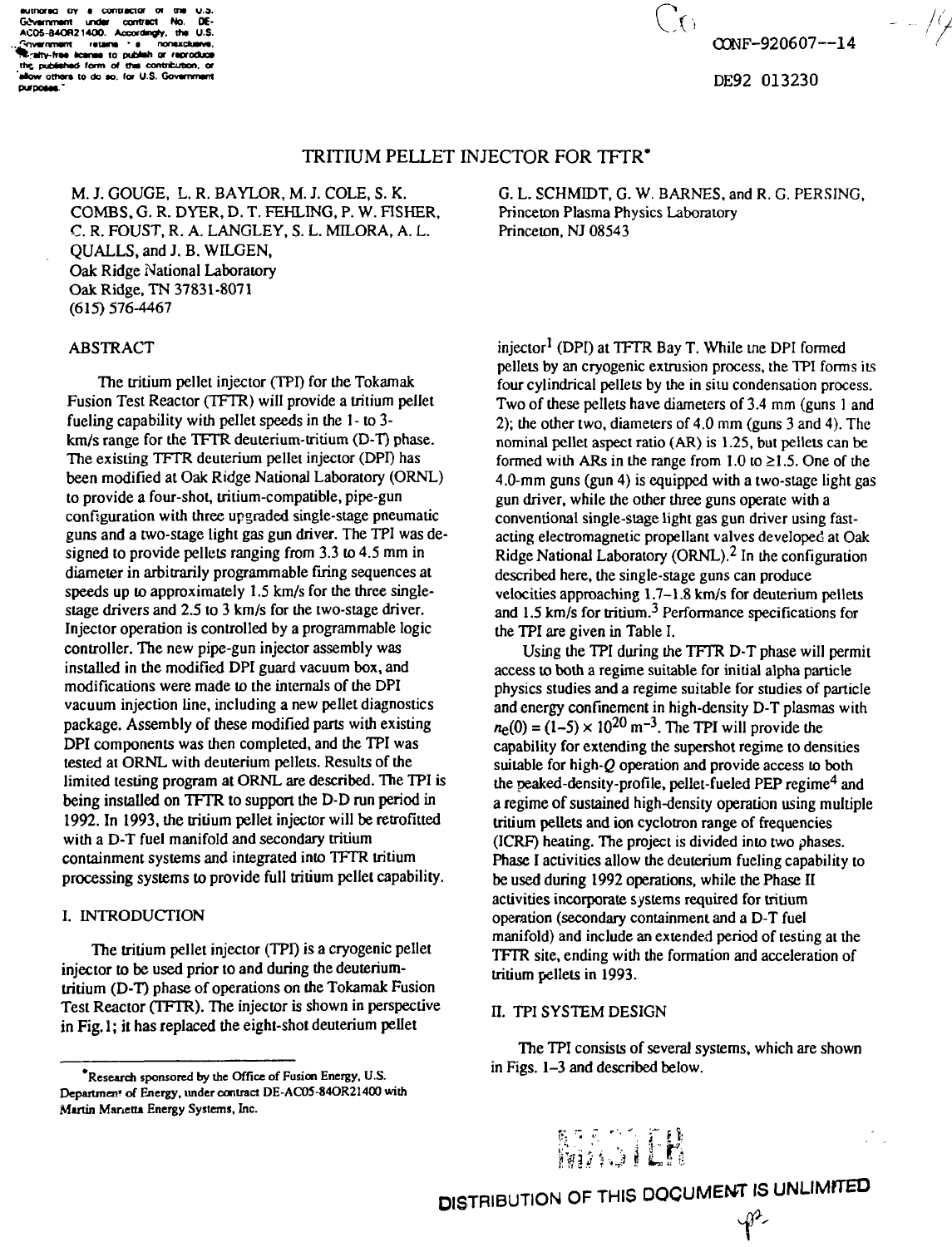authored by a contractor of the U.S. Government under contract No. DE-AC05-84OR21400. Accordingly, the U.S. Government retains a nonexclusive, royalty-free license to publish or reproduce the published form of this contribution, or allow others to do so, for U.S. Government purposes.

CONF-920607--14

DE92 013230

# TRITIUM PELLET INJECTOR FOR TFTR*

M. J. GOUGE, L. R. BAYLOR, M. J. COLE, S. K. COMBS, G. R. DYER, D. T. FEHLING, P. W. FISHER, C. R. FOUST, R. A. LANGLEY, S. L. MILORA, A. L. QUALLS, and J. B. WILGEN,
Oak Ridge National Laboratory
Oak Ridge, TN 37831-8071
(615) 576-4467

G. L. SCHMIDT, G. W. BARNES, and R. G. PERSING,
Princeton Plasma Physics Laboratory
Princeton, NJ 08543

## ABSTRACT

The tritium pellet injector (TPI) for the Tokamak Fusion Test Reactor (TFTR) will provide a tritium pellet fueling capability with pellet speeds in the 1- to 3-km/s range for the TFTR deuterium-tritium (D-T) phase. The existing TFTR deuterium pellet injector (DPI) has been modified at Oak Ridge National Laboratory (ORNL) to provide a four-shot, tritium-compatible, pipe-gun configuration with three upgraded single-stage pneumatic guns and a two-stage light gas gun driver. The TPI was designed to provide pellets ranging from 3.3 to 4.5 mm in diameter in arbitrarily programmable firing sequences at speeds up to approximately 1.5 km/s for the three single-stage drivers and 2.5 to 3 km/s for the two-stage driver. Injector operation is controlled by a programmable logic controller. The new pipe-gun injector assembly was installed in the modified DPI guard vacuum box, and modifications were made to the internals of the DPI vacuum injection line, including a new pellet diagnostics package. Assembly of these modified parts with existing DPI components was then completed, and the TPI was tested at ORNL with deuterium pellets. Results of the limited testing program at ORNL are described. The TPI is being installed on TFTR to support the D-D run period in 1992. In 1993, the tritium pellet injector will be retrofitted with a D-T fuel manifold and secondary tritium containment systems and integrated into TFTR tritium processing systems to provide full tritium pellet capability.

## I. INTRODUCTION

The tritium pellet injector (TPI) is a cryogenic pellet injector to be used prior to and during the deuterium-tritium (D-T) phase of operations on the Tokamak Fusion Test Reactor (TFTR). The injector is shown in perspective in Fig. 1; it has replaced the eight-shot deuterium pellet injector[1] (DPI) at TFTR Bay T. While the DPI formed pellets by an cryogenic extrusion process, the TPI forms its four cylindrical pellets by the in situ condensation process. Two of these pellets have diameters of 3.4 mm (guns 1 and 2); the other two, diameters of 4.0 mm (guns 3 and 4). The nominal pellet aspect ratio (AR) is 1.25, but pellets can be formed with ARs in the range from 1.0 to ≥1.5. One of the 4.0-mm guns (gun 4) is equipped with a two-stage light gas gun driver, while the other three guns operate with a conventional single-stage light gas gun driver using fast-acting electromagnetic propellant valves developed at Oak Ridge National Laboratory (ORNL).[2] In the configuration described here, the single-stage guns can produce velocities approaching 1.7–1.8 km/s for deuterium pellets and 1.5 km/s for tritium.[3] Performance specifications for the TPI are given in Table I.

Using the TPI during the TFTR D-T phase will permit access to both a regime suitable for initial alpha particle physics studies and a regime suitable for studies of particle and energy confinement in high-density D-T plasmas with $n_e(0) = (1\text{–}5) \times 10^{20}\ \text{m}^{-3}$. The TPI will provide the capability for extending the supershot regime to densities suitable for high-$Q$ operation and provide access to both the peaked-density-profile, pellet-fueled PEP regime[4] and a regime of sustained high-density operation using multiple tritium pellets and ion cyclotron range of frequencies (ICRF) heating. The project is divided into two phases. Phase I activities allow the deuterium fueling capability to be used during 1992 operations, while the Phase II activities incorporate systems required for tritium operation (secondary containment and a D-T fuel manifold) and include an extended period of testing at the TFTR site, ending with the formation and acceleration of tritium pellets in 1993.

## II. TPI SYSTEM DESIGN

The TPI consists of several systems, which are shown in Figs. 1–3 and described below.

*Research sponsored by the Office of Fusion Energy, U.S. Department of Energy, under contract DE-AC05-84OR21400 with Martin Marietta Energy Systems, Inc.

MASTER

DISTRIBUTION OF THIS DOCUMENT IS UNLIMITED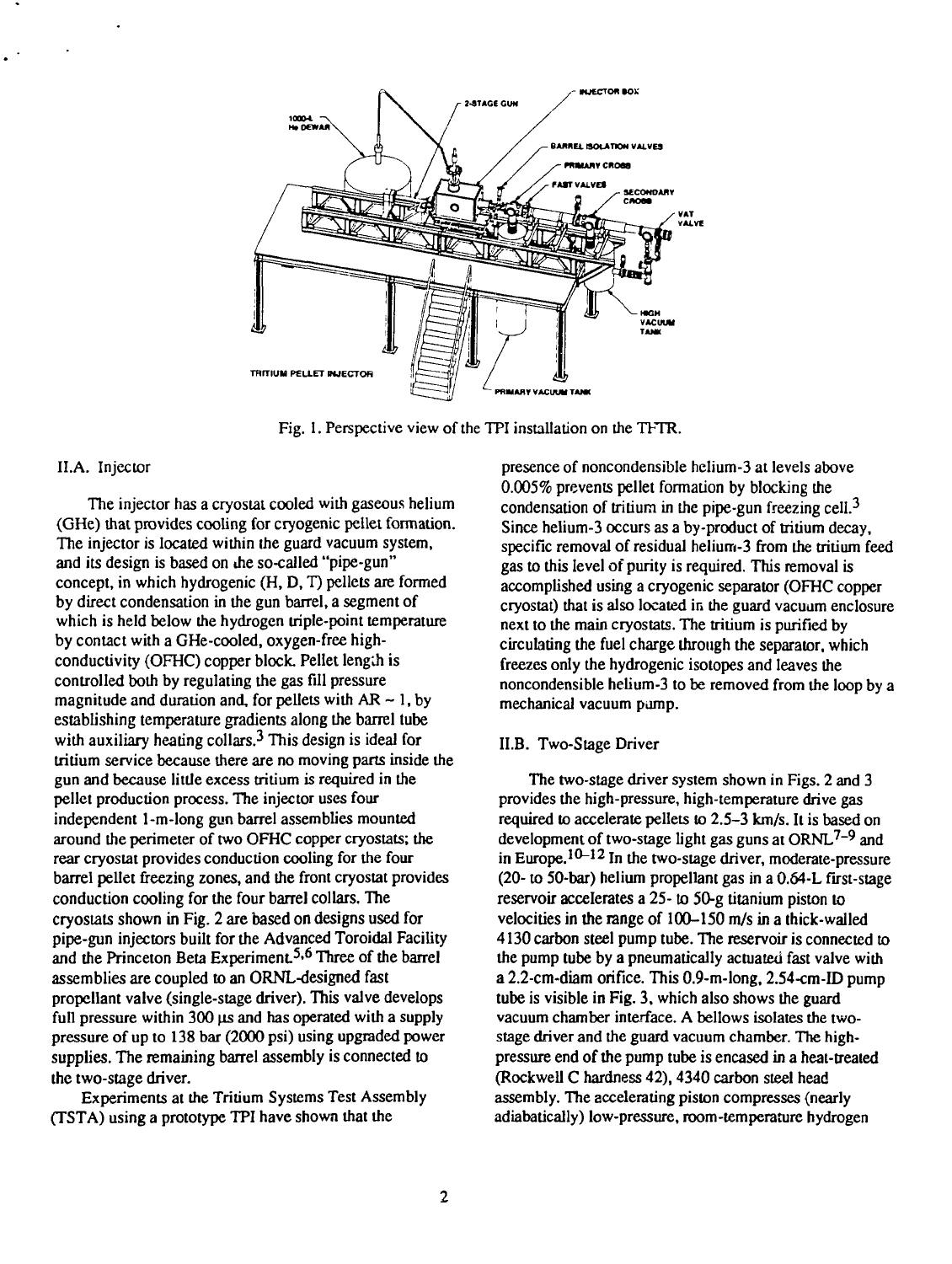Fig. 1. Perspective view of the TPI installation on the TFTR.

## II.A. Injector

The injector has a cryostat cooled with gaseous helium (GHe) that provides cooling for cryogenic pellet formation. The injector is located within the guard vacuum system, and its design is based on the so-called "pipe-gun" concept, in which hydrogenic (H, D, T) pellets are formed by direct condensation in the gun barrel, a segment of which is held below the hydrogen triple-point temperature by contact with a GHe-cooled, oxygen-free high-conductivity (OFHC) copper block. Pellet length is controlled both by regulating the gas fill pressure magnitude and duration and, for pellets with AR ~ 1, by establishing temperature gradients along the barrel tube with auxiliary heating collars.[3] This design is ideal for tritium service because there are no moving parts inside the gun and because little excess tritium is required in the pellet production process. The injector uses four independent 1-m-long gun barrel assemblies mounted around the perimeter of two OFHC copper cryostats; the rear cryostat provides conduction cooling for the four barrel pellet freezing zones, and the front cryostat provides conduction cooling for the four barrel collars. The cryostats shown in Fig. 2 are based on designs used for pipe-gun injectors built for the Advanced Toroidal Facility and the Princeton Beta Experiment.[5,6] Three of the barrel assemblies are coupled to an ORNL-designed fast propellant valve (single-stage driver). This valve develops full pressure within 300 μs and has operated with a supply pressure of up to 138 bar (2000 psi) using upgraded power supplies. The remaining barrel assembly is connected to the two-stage driver.

Experiments at the Tritium Systems Test Assembly (TSTA) using a prototype TPI have shown that the presence of noncondensible helium-3 at levels above 0.005% prevents pellet formation by blocking the condensation of tritium in the pipe-gun freezing cell.[3] Since helium-3 occurs as a by-product of tritium decay, specific removal of residual helium-3 from the tritium feed gas to this level of purity is required. This removal is accomplished using a cryogenic separator (OFHC copper cryostat) that is also located in the guard vacuum enclosure next to the main cryostats. The tritium is purified by circulating the fuel charge through the separator, which freezes only the hydrogenic isotopes and leaves the noncondensible helium-3 to be removed from the loop by a mechanical vacuum pump.

## II.B. Two-Stage Driver

The two-stage driver system shown in Figs. 2 and 3 provides the high-pressure, high-temperature drive gas required to accelerate pellets to 2.5–3 km/s. It is based on development of two-stage light gas guns at ORNL[7–9] and in Europe.[10–12] In the two-stage driver, moderate-pressure (20- to 50-bar) helium propellant gas in a 0.64-L first-stage reservoir accelerates a 25- to 50-g titanium piston to velocities in the range of 100–150 m/s in a thick-walled 4130 carbon steel pump tube. The reservoir is connected to the pump tube by a pneumatically actuated fast valve with a 2.2-cm-diam orifice. This 0.9-m-long, 2.54-cm-ID pump tube is visible in Fig. 3, which also shows the guard vacuum chamber interface. A bellows isolates the two-stage driver and the guard vacuum chamber. The high-pressure end of the pump tube is encased in a heat-treated (Rockwell C hardness 42), 4340 carbon steel head assembly. The accelerating piston compresses (nearly adiabatically) low-pressure, room-temperature hydrogen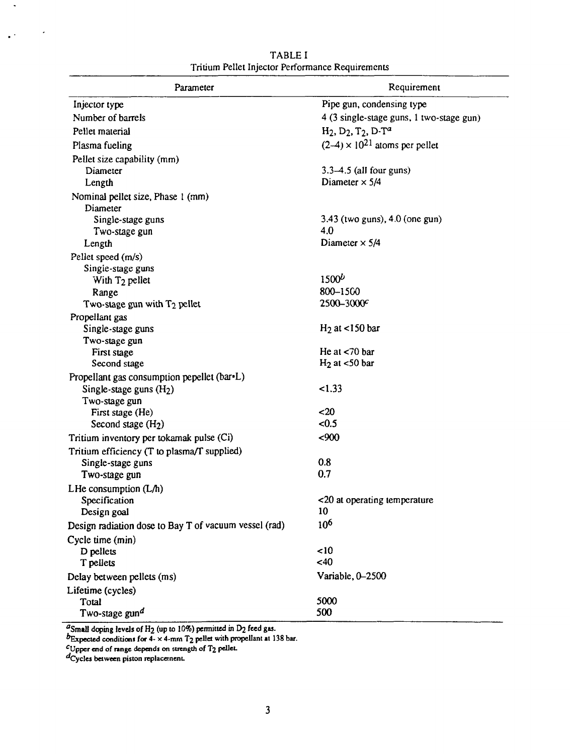TABLE I
Tritium Pellet Injector Performance Requirements

| Parameter | Requirement |
|---|---|
| Injector type | Pipe gun, condensing type |
| Number of barrels | 4 (3 single-stage guns, 1 two-stage gun) |
| Pellet material | $H_2$, $D_2$, $T_2$, D-T[a] |
| Plasma fueling | $(2–4) \times 10^{21}$ atoms per pellet |
| Pellet size capability (mm) | |
| Diameter | 3.3–4.5 (all four guns) |
| Length | Diameter × 5/4 |
| Nominal pellet size, Phase 1 (mm) | |
| Diameter | |
| Single-stage guns | 3.43 (two guns), 4.0 (one gun) |
| Two-stage gun | 4.0 |
| Length | Diameter × 5/4 |
| Pellet speed (m/s) | |
| Single-stage guns | |
| With $T_2$ pellet | 1500[b] |
| Range | 800–1500 |
| Two-stage gun with $T_2$ pellet | 2500–3000[c] |
| Propellant gas | |
| Single-stage guns | $H_2$ at <150 bar |
| Two-stage gun | |
| First stage | He at <70 bar |
| Second stage | $H_2$ at <50 bar |
| Propellant gas consumption pepellet (bar•L) | |
| Single-stage guns ($H_2$) | <1.33 |
| Two-stage gun | |
| First stage (He) | <20 |
| Second stage ($H_2$) | <0.5 |
| Tritium inventory per tokamak pulse (Ci) | <900 |
| Tritium efficiency (T to plasma/T supplied) | |
| Single-stage guns | 0.8 |
| Two-stage gun | 0.7 |
| LHe consumption (L/h) | |
| Specification | <20 at operating temperature |
| Design goal | 10 |
| Design radiation dose to Bay T of vacuum vessel (rad) | $10^6$ |
| Cycle time (min) | |
| D pellets | <10 |
| T pellets | <40 |
| Delay between pellets (ms) | Variable, 0–2500 |
| Lifetime (cycles) | |
| Total | 5000 |
| Two-stage gun[d] | 500 |

[a]Small doping levels of $H_2$ (up to 10%) permitted in $D_2$ feed gas.
[b]Expected conditions for 4- × 4-mm $T_2$ pellet with propellant at 138 bar.
[c]Upper end of range depends on strength of $T_2$ pellet.
[d]Cycles between piston replacement.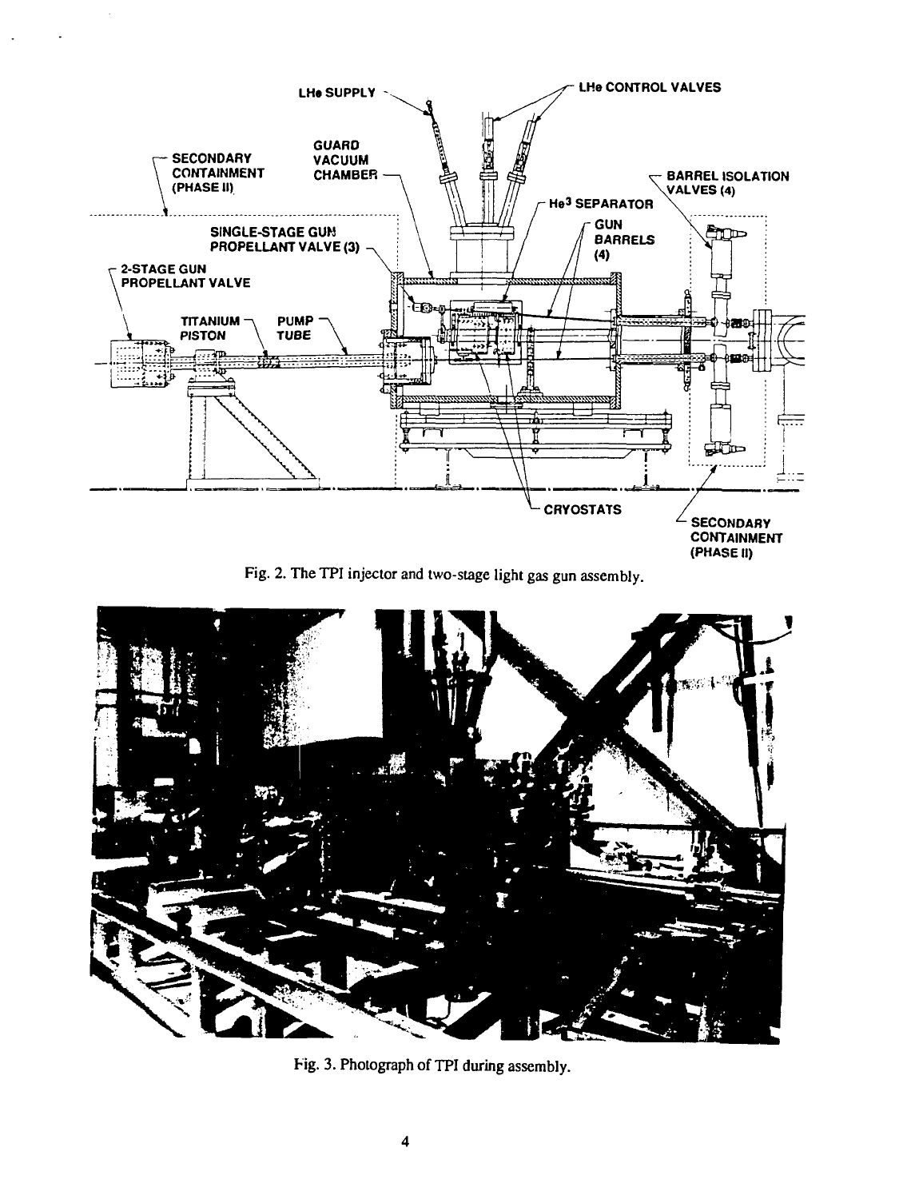Fig. 2. The TPI injector and two-stage light gas gun assembly.

Fig. 3. Photograph of TPI during assembly.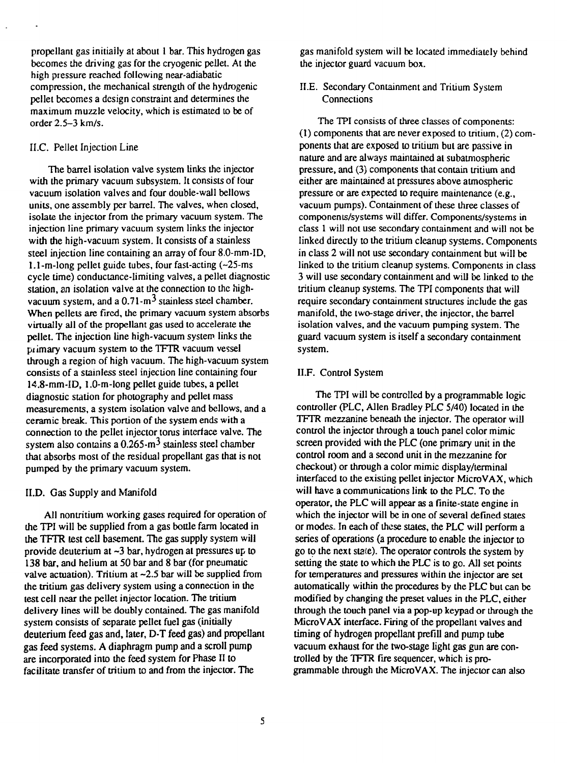propellant gas initially at about 1 bar. This hydrogen gas becomes the driving gas for the cryogenic pellet. At the high pressure reached following near-adiabatic compression, the mechanical strength of the hydrogenic pellet becomes a design constraint and determines the maximum muzzle velocity, which is estimated to be of order 2.5–3 km/s.

### II.C. Pellet Injection Line

The barrel isolation valve system links the injector with the primary vacuum subsystem. It consists of four vacuum isolation valves and four double-wall bellows units, one assembly per barrel. The valves, when closed, isolate the injector from the primary vacuum system. The injection line primary vacuum system links the injector with the high-vacuum system. It consists of a stainless steel injection line containing an array of four 8.0-mm-ID, 1.1-m-long pellet guide tubes, four fast-acting (~25-ms cycle time) conductance-limiting valves, a pellet diagnostic station, an isolation valve at the connection to the high-vacuum system, and a 0.71-$m^3$ stainless steel chamber. When pellets are fired, the primary vacuum system absorbs virtually all of the propellant gas used to accelerate the pellet. The injection line high-vacuum system links the primary vacuum system to the TFTR vacuum vessel through a region of high vacuum. The high-vacuum system consists of a stainless steel injection line containing four 14.8-mm-ID, 1.0-m-long pellet guide tubes, a pellet diagnostic station for photography and pellet mass measurements, a system isolation valve and bellows, and a ceramic break. This portion of the system ends with a connection to the pellet injector torus interface valve. The system also contains a 0.265-$m^3$ stainless steel chamber that absorbs most of the residual propellant gas that is not pumped by the primary vacuum system.

### II.D. Gas Supply and Manifold

All nontritium working gases required for operation of the TPI will be supplied from a gas bottle farm located in the TFTR test cell basement. The gas supply system will provide deuterium at ~3 bar, hydrogen at pressures up to 138 bar, and helium at 50 bar and 8 bar (for pneumatic valve actuation). Tritium at ~2.5 bar will be supplied from the tritium gas delivery system using a connection in the test cell near the pellet injector location. The tritium delivery lines will be doubly contained. The gas manifold system consists of separate pellet fuel gas (initially deuterium feed gas and, later, D-T feed gas) and propellant gas feed systems. A diaphragm pump and a scroll pump are incorporated into the feed system for Phase II to facilitate transfer of tritium to and from the injector. The gas manifold system will be located immediately behind the injector guard vacuum box.

### II.E. Secondary Containment and Tritium System Connections

The TPI consists of three classes of components: (1) components that are never exposed to tritium, (2) components that are exposed to tritium but are passive in nature and are always maintained at subatmospheric pressure, and (3) components that contain tritium and either are maintained at pressures above atmospheric pressure or are expected to require maintenance (e.g., vacuum pumps). Containment of these three classes of components/systems will differ. Components/systems in class 1 will not use secondary containment and will not be linked directly to the tritium cleanup systems. Components in class 2 will not use secondary containment but will be linked to the tritium cleanup systems. Components in class 3 will use secondary containment and will be linked to the tritium cleanup systems. The TPI components that will require secondary containment structures include the gas manifold, the two-stage driver, the injector, the barrel isolation valves, and the vacuum pumping system. The guard vacuum system is itself a secondary containment system.

### II.F. Control System

The TPI will be controlled by a programmable logic controller (PLC, Allen Bradley PLC 5/40) located in the TFTR mezzanine beneath the injector. The operator will control the injector through a touch panel color mimic screen provided with the PLC (one primary unit in the control room and a second unit in the mezzanine for checkout) or through a color mimic display/terminal interfaced to the existing pellet injector MicroVAX, which will have a communications link to the PLC. To the operator, the PLC will appear as a finite-state engine in which the injector will be in one of several defined states or modes. In each of these states, the PLC will perform a series of operations (a procedure to enable the injector to go to the next state). The operator controls the system by setting the state to which the PLC is to go. All set points for temperatures and pressures within the injector are set automatically within the procedures by the PLC but can be modified by changing the preset values in the PLC, either through the touch panel via a pop-up keypad or through the MicroVAX interface. Firing of the propellant valves and timing of hydrogen propellant prefill and pump tube vacuum exhaust for the two-stage light gas gun are controlled by the TFTR fire sequencer, which is programmable through the MicroVAX. The injector can also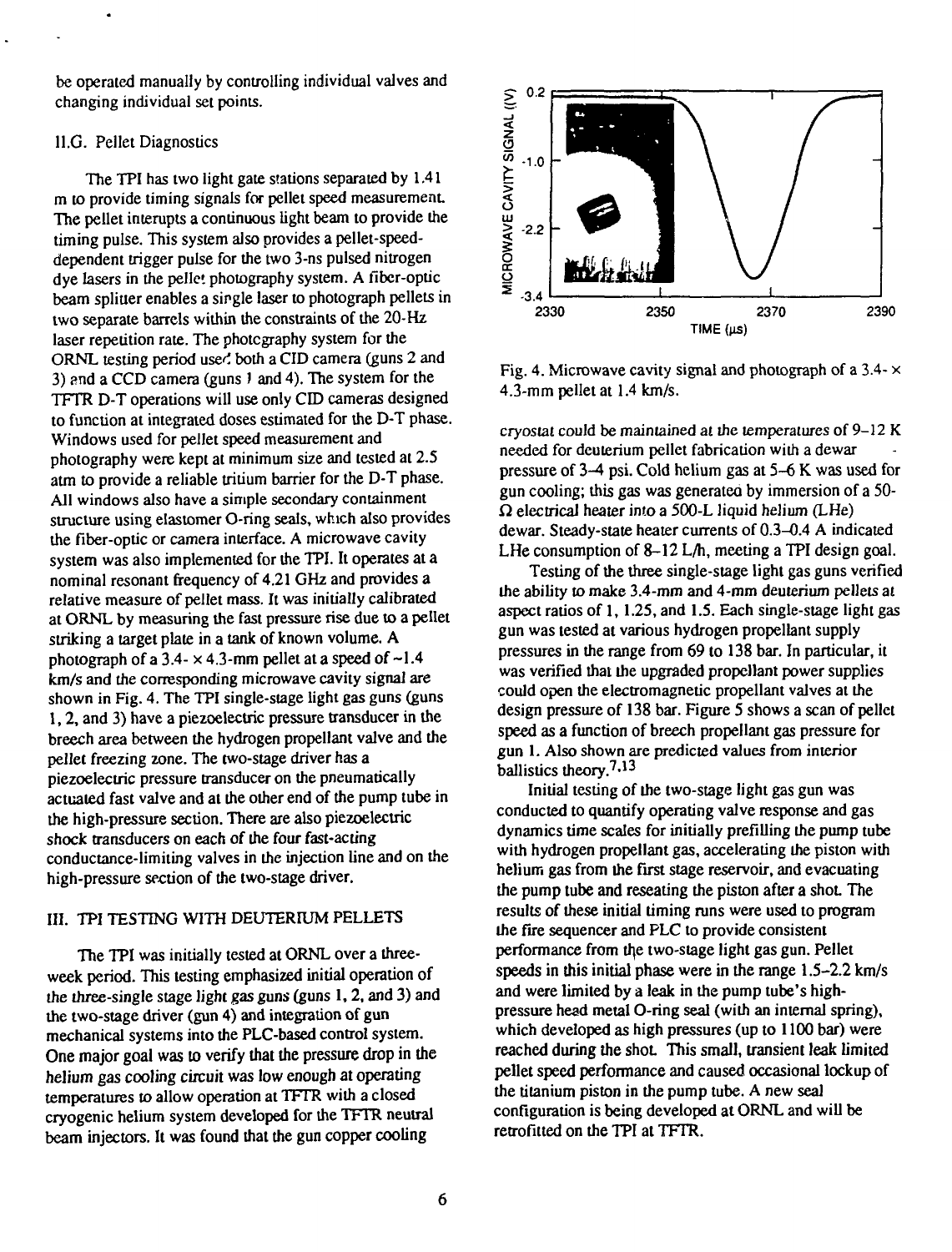be operated manually by controlling individual valves and changing individual set points.

### II.G. Pellet Diagnostics

The TPI has two light gate stations separated by 1.41 m to provide timing signals for pellet speed measurement. The pellet interupts a continuous light beam to provide the timing pulse. This system also provides a pellet-speed-dependent trigger pulse for the two 3-ns pulsed nitrogen dye lasers in the pellet photography system. A fiber-optic beam splitter enables a single laser to photograph pellets in two separate barrels within the constraints of the 20-Hz laser repetition rate. The photography system for the ORNL testing period used both a CID camera (guns 2 and 3) and a CCD camera (guns 1 and 4). The system for the TFTR D-T operations will use only CID cameras designed to function at integrated doses estimated for the D-T phase. Windows used for pellet speed measurement and photography were kept at minimum size and tested at 2.5 atm to provide a reliable tritium barrier for the D-T phase. All windows also have a simple secondary containment structure using elastomer O-ring seals, which also provides the fiber-optic or camera interface. A microwave cavity system was also implemented for the TPI. It operates at a nominal resonant frequency of 4.21 GHz and provides a relative measure of pellet mass. It was initially calibrated at ORNL by measuring the fast pressure rise due to a pellet striking a target plate in a tank of known volume. A photograph of a 3.4- × 4.3-mm pellet at a speed of ~1.4 km/s and the corresponding microwave cavity signal are shown in Fig. 4. The TPI single-stage light gas guns (guns 1, 2, and 3) have a piezoelectric pressure transducer in the breech area between the hydrogen propellant valve and the pellet freezing zone. The two-stage driver has a piezoelecric pressure transducer on the pneumatically actuated fast valve and at the other end of the pump tube in the high-pressure section. There are also piezoelectric shock transducers on each of the four fast-acting conductance-limiting valves in the injection line and on the high-pressure section of the two-stage driver.

## III. TPI TESTING WITH DEUTERIUM PELLETS

The TPI was initially tested at ORNL over a three-week period. This testing emphasized initial operation of the three-single stage light gas guns (guns 1, 2, and 3) and the two-stage driver (gun 4) and integration of gun mechanical systems into the PLC-based control system. One major goal was to verify that the pressure drop in the helium gas cooling circuit was low enough at operating temperatures to allow operation at TFTR with a closed cryogenic helium system developed for the TFTR neutral beam injectors. It was found that the gun copper cooling cryostat could be maintained at the temperatures of 9–12 K needed for deuterium pellet fabrication with a dewar pressure of 3–4 psi. Cold helium gas at 5–6 K was used for gun cooling; this gas was generated by immersion of a 50-Ω electrical heater into a 500-L liquid helium (LHe) dewar. Steady-state heater currents of 0.3–0.4 A indicated LHe consumption of 8–12 L/h, meeting a TPI design goal.

Fig. 4. Microwave cavity signal and photograph of a 3.4- × 4.3-mm pellet at 1.4 km/s.

Testing of the three single-stage light gas guns verified the ability to make 3.4-mm and 4-mm deuterium pellets at aspect ratios of 1, 1.25, and 1.5. Each single-stage light gas gun was tested at various hydrogen propellant supply pressures in the range from 69 to 138 bar. In particular, it was verified that the upgraded propellant power supplies could open the electromagnetic propellant valves at the design pressure of 138 bar. Figure 5 shows a scan of pellet speed as a function of breech propellant gas pressure for gun 1. Also shown are predicted values from interior ballistics theory.[7,13]

Initial testing of the two-stage light gas gun was conducted to quantify operating valve response and gas dynamics time scales for initially prefilling the pump tube with hydrogen propellant gas, accelerating the piston with helium gas from the first stage reservoir, and evacuating the pump tube and reseating the piston after a shot. The results of these initial timing runs were used to program the fire sequencer and PLC to provide consistent performance from the two-stage light gas gun. Pellet speeds in this initial phase were in the range 1.5–2.2 km/s and were limited by a leak in the pump tube's high-pressure head metal O-ring seal (with an internal spring), which developed as high pressures (up to 1100 bar) were reached during the shot. This small, transient leak limited pellet speed performance and caused occasional lockup of the titanium piston in the pump tube. A new seal configuration is being developed at ORNL and will be retrofitted on the TPI at TFTR.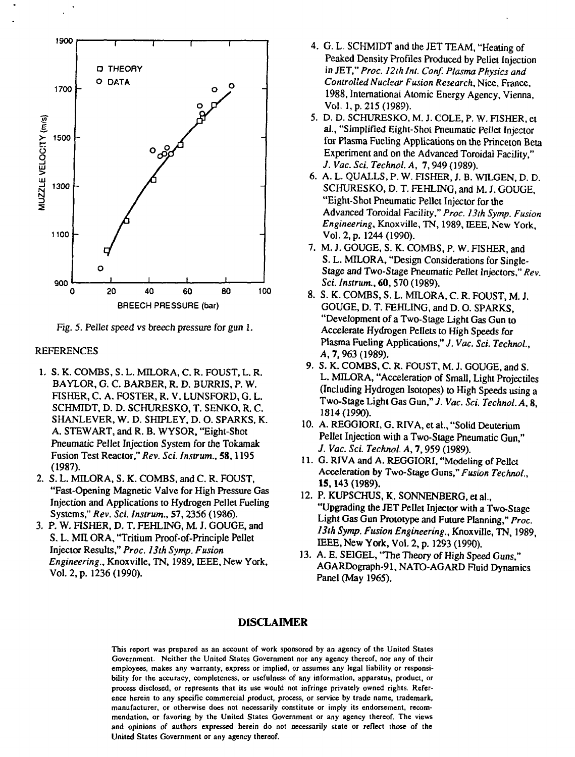1900

□ THEORY

○ DATA

1700

1500

1300

1100

900

MUZZLE VELOCITY (m/s)

0 20 40 60 80 100

BREECH PRESSURE (bar)

Fig. 5. Pellet speed vs breech pressure for gun 1.

## REFERENCES

1. S. K. COMBS, S. L. MILORA, C. R. FOUST, L. R. BAYLOR, G. C. BARBER, R. D. BURRIS, P. W. FISHER, C. A. FOSTER, R. V. LUNSFORD, G. L. SCHMIDT, D. D. SCHURESKO, T. SENKO, R. C. SHANLEVER, W. D. SHIPLEY, D. O. SPARKS, K. A. STEWART, and R. B. WYSOR, "Eight-Shot Pneumatic Pellet Injection System for the Tokamak Fusion Test Reactor," *Rev. Sci. Instrum.*, **58**, 1195 (1987).
2. S. L. MILORA, S. K. COMBS, and C. R. FOUST, "Fast-Opening Magnetic Valve for High Pressure Gas Injection and Applications to Hydrogen Pellet Fueling Systems," *Rev. Sci. Instrum.*, **57**, 2356 (1986).
3. P. W. FISHER, D. T. FEHLING, M. J. GOUGE, and S. L. MILORA, "Tritium Proof-of-Principle Pellet Injector Results," *Proc. 13th Symp. Fusion Engineering.*, Knoxville, TN, 1989, IEEE, New York, Vol. 2, p. 1236 (1990).
4. G. L. SCHMIDT and the JET TEAM, "Heating of Peaked Density Profiles Produced by Pellet Injection in JET," *Proc. 12th Int. Conf. Plasma Physics and Controlled Nuclear Fusion Research*, Nice, France, 1988, International Atomic Energy Agency, Vienna, Vol. 1, p. 215 (1989).
5. D. D. SCHURESKO, M. J. COLE, P. W. FISHER, et al., "Simplified Eight-Shot Pneumatic Pellet Injector for Plasma Fueling Applications on the Princeton Beta Experiment and on the Advanced Toroidal Facility," *J. Vac. Sci. Technol. A*, **7**, 949 (1989).
6. A. L. QUALLS, P. W. FISHER, J. B. WILGEN, D. D. SCHURESKO, D. T. FEHLING, and M. J. GOUGE, "Eight-Shot Pneumatic Pellet Injector for the Advanced Toroidal Facility," *Proc. 13th Symp. Fusion Engineering*, Knoxville, TN, 1989, IEEE, New York, Vol. 2, p. 1244 (1990).
7. M. J. GOUGE, S. K. COMBS, P. W. FISHER, and S. L. MILORA, "Design Considerations for Single-Stage and Two-Stage Pneumatic Pellet Injectors," *Rev. Sci. Instrum.*, **60**, 570 (1989).
8. S. K. COMBS, S. L. MILORA, C. R. FOUST, M. J. GOUGE, D. T. FEHLING, and D. O. SPARKS, "Development of a Two-Stage Light Gas Gun to Accelerate Hydrogen Pellets to High Speeds for Plasma Fueling Applications," *J. Vac. Sci. Technol., A*, **7**, 963 (1989).
9. S. K. COMBS, C. R. FOUST, M. J. GOUGE, and S. L. MILORA, "Acceleration of Small, Light Projectiles (Including Hydrogen Isotopes) to High Speeds using a Two-Stage Light Gas Gun," *J. Vac. Sci. Technol. A*, **8**, 1814 (1990).
10. A. REGGIORI, G. RIVA, et al., "Solid Deuterium Pellet Injection with a Two-Stage Pneumatic Gun," *J. Vac. Sci. Technol. A*, **7**, 959 (1989).
11. G. RIVA and A. REGGIORI, "Modeling of Pellet Acceleration by Two-Stage Guns," *Fusion Technol.*, **15**, 143 (1989).
12. P. KUPSCHUS, K. SONNENBERG, et al., "Upgrading the JET Pellet Injector with a Two-Stage Light Gas Gun Prototype and Future Planning," *Proc. 13th Symp. Fusion Engineering.*, Knoxville, TN, 1989, IEEE, New York, Vol. 2, p. 1293 (1990).
13. A. E. SEIGEL, "The Theory of High Speed Guns," AGARDograph-91, NATO-AGARD Fluid Dynamics Panel (May 1965).

## DISCLAIMER

This report was prepared as an account of work sponsored by an agency of the United States Government. Neither the United States Government nor any agency thereof, nor any of their employees, makes any warranty, express or implied, or assumes any legal liability or responsibility for the accuracy, completeness, or usefulness of any information, apparatus, product, or process disclosed, or represents that its use would not infringe privately owned rights. Reference herein to any specific commercial product, process, or service by trade name, trademark, manufacturer, or otherwise does not necessarily constitute or imply its endorsement, recommendation, or favoring by the United States Government or any agency thereof. The views and opinions of authors expressed herein do not necessarily state or reflect those of the United States Government or any agency thereof.